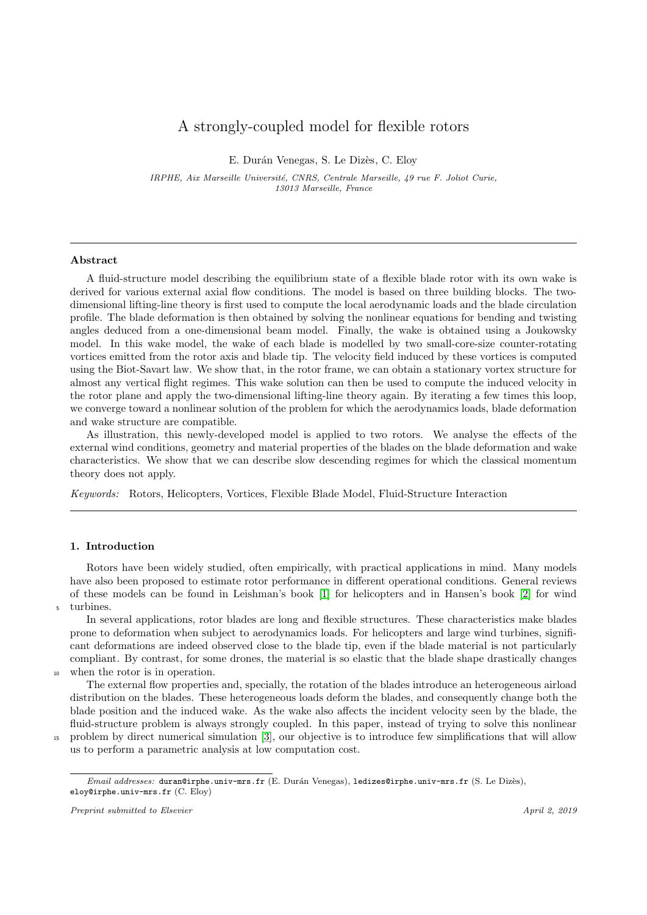# A strongly-coupled model for flexible rotors

E. Durán Venegas, S. Le Dizès, C. Eloy

*IRPHE, Aix Marseille Université, CNRS, Centrale Marseille, 49 rue F. Joliot Curie, 13013 Marseille, France*

---

## Abstract

A fluid-structure model describing the equilibrium state of a flexible blade rotor with its own wake is derived for various external axial flow conditions. The model is based on three building blocks. The two-dimensional lifting-line theory is first used to compute the local aerodynamic loads and the blade circulation profile. The blade deformation is then obtained by solving the nonlinear equations for bending and twisting angles deduced from a one-dimensional beam model. Finally, the wake is obtained using a Joukowsky model. In this wake model, the wake of each blade is modelled by two small-core-size counter-rotating vortices emitted from the rotor axis and blade tip. The velocity field induced by these vortices is computed using the Biot-Savart law. We show that, in the rotor frame, we can obtain a stationary vortex structure for almost any vertical flight regimes. This wake solution can then be used to compute the induced velocity in the rotor plane and apply the two-dimensional lifting-line theory again. By iterating a few times this loop, we converge toward a nonlinear solution of the problem for which the aerodynamics loads, blade deformation and wake structure are compatible.

As illustration, this newly-developed model is applied to two rotors. We analyse the effects of the external wind conditions, geometry and material properties of the blades on the blade deformation and wake characteristics. We show that we can describe slow descending regimes for which the classical momentum theory does not apply.

*Keywords:* Rotors, Helicopters, Vortices, Flexible Blade Model, Fluid-Structure Interaction

---

## 1. Introduction

Rotors have been widely studied, often empirically, with practical applications in mind. Many models have also been proposed to estimate rotor performance in different operational conditions. General reviews of these models can be found in Leishman's book [1] for helicopters and in Hansen's book [2] for wind turbines.

In several applications, rotor blades are long and flexible structures. These characteristics make blades prone to deformation when subject to aerodynamics loads. For helicopters and large wind turbines, significant deformations are indeed observed close to the blade tip, even if the blade material is not particularly compliant. By contrast, for some drones, the material is so elastic that the blade shape drastically changes when the rotor is in operation.

The external flow properties and, specially, the rotation of the blades introduce an heterogeneous airload distribution on the blades. These heterogeneous loads deform the blades, and consequently change both the blade position and the induced wake. As the wake also affects the incident velocity seen by the blade, the fluid-structure problem is always strongly coupled. In this paper, instead of trying to solve this nonlinear problem by direct numerical simulation [3], our objective is to introduce few simplifications that will allow us to perform a parametric analysis at low computation cost.

---

*Email addresses:* duran@irphe.univ-mrs.fr (E. Durán Venegas), ledizes@irphe.univ-mrs.fr (S. Le Dizès), eloy@irphe.univ-mrs.fr (C. Eloy)

*Preprint submitted to Elsevier* *April 2, 2019*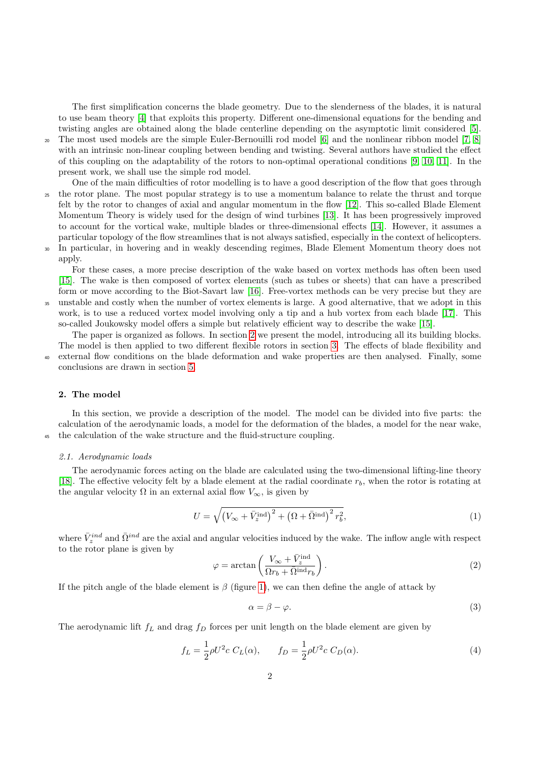The first simplification concerns the blade geometry. Due to the slenderness of the blades, it is natural to use beam theory [4] that exploits this property. Different one-dimensional equations for the bending and twisting angles are obtained along the blade centerline depending on the asymptotic limit considered [5]. The most used models are the simple Euler-Bernouilli rod model [6] and the nonlinear ribbon model [7, 8] with an intrinsic non-linear coupling between bending and twisting. Several authors have studied the effect of this coupling on the adaptability of the rotors to non-optimal operational conditions [9, 10, 11]. In the present work, we shall use the simple rod model.

One of the main difficulties of rotor modelling is to have a good description of the flow that goes through the rotor plane. The most popular strategy is to use a momentum balance to relate the thrust and torque felt by the rotor to changes of axial and angular momentum in the flow [12]. This so-called Blade Element Momentum Theory is widely used for the design of wind turbines [13]. It has been progressively improved to account for the vortical wake, multiple blades or three-dimensional effects [14]. However, it assumes a particular topology of the flow streamlines that is not always satisfied, especially in the context of helicopters. In particular, in hovering and in weakly descending regimes, Blade Element Momentum theory does not apply.

For these cases, a more precise description of the wake based on vortex methods has often been used [15]. The wake is then composed of vortex elements (such as tubes or sheets) that can have a prescribed form or move according to the Biot-Savart law [16]. Free-vortex methods can be very precise but they are unstable and costly when the number of vortex elements is large. A good alternative, that we adopt in this work, is to use a reduced vortex model involving only a tip and a hub vortex from each blade [17]. This so-called Joukowsky model offers a simple but relatively efficient way to describe the wake [15].

The paper is organized as follows. In section 2 we present the model, introducing all its building blocks. The model is then applied to two different flexible rotors in section 3. The effects of blade flexibility and external flow conditions on the blade deformation and wake properties are then analysed. Finally, some conclusions are drawn in section 5.

## 2. The model

In this section, we provide a description of the model. The model can be divided into five parts: the calculation of the aerodynamic loads, a model for the deformation of the blades, a model for the near wake, the calculation of the wake structure and the fluid-structure coupling.

### 2.1. Aerodynamic loads

The aerodynamic forces acting on the blade are calculated using the two-dimensional lifting-line theory [18]. The effective velocity felt by a blade element at the radial coordinate $r_b$, when the rotor is rotating at the angular velocity $\Omega$ in an external axial flow $V_\infty$, is given by

$$U = \sqrt{\left(V_\infty + \bar{V}_z^{\text{ind}}\right)^2 + \left(\Omega + \bar{\Omega}^{\text{ind}}\right)^2 r_b^2}, \tag{1}$$

where $\bar{V}_z^{ind}$ and $\bar{\Omega}^{ind}$ are the axial and angular velocities induced by the wake. The inflow angle with respect to the rotor plane is given by

$$\varphi = \arctan\left(\frac{V_\infty + \bar{V}_z^{\text{ind}}}{\Omega r_b + \bar{\Omega}^{\text{ind}} r_b}\right). \tag{2}$$

If the pitch angle of the blade element is $\beta$ (figure 1), we can then define the angle of attack by

$$\alpha = \beta - \varphi. \tag{3}$$

The aerodynamic lift $f_L$ and drag $f_D$ forces per unit length on the blade element are given by

$$f_L = \frac{1}{2}\rho U^2 c\, C_L(\alpha), \qquad f_D = \frac{1}{2}\rho U^2 c\, C_D(\alpha). \tag{4}$$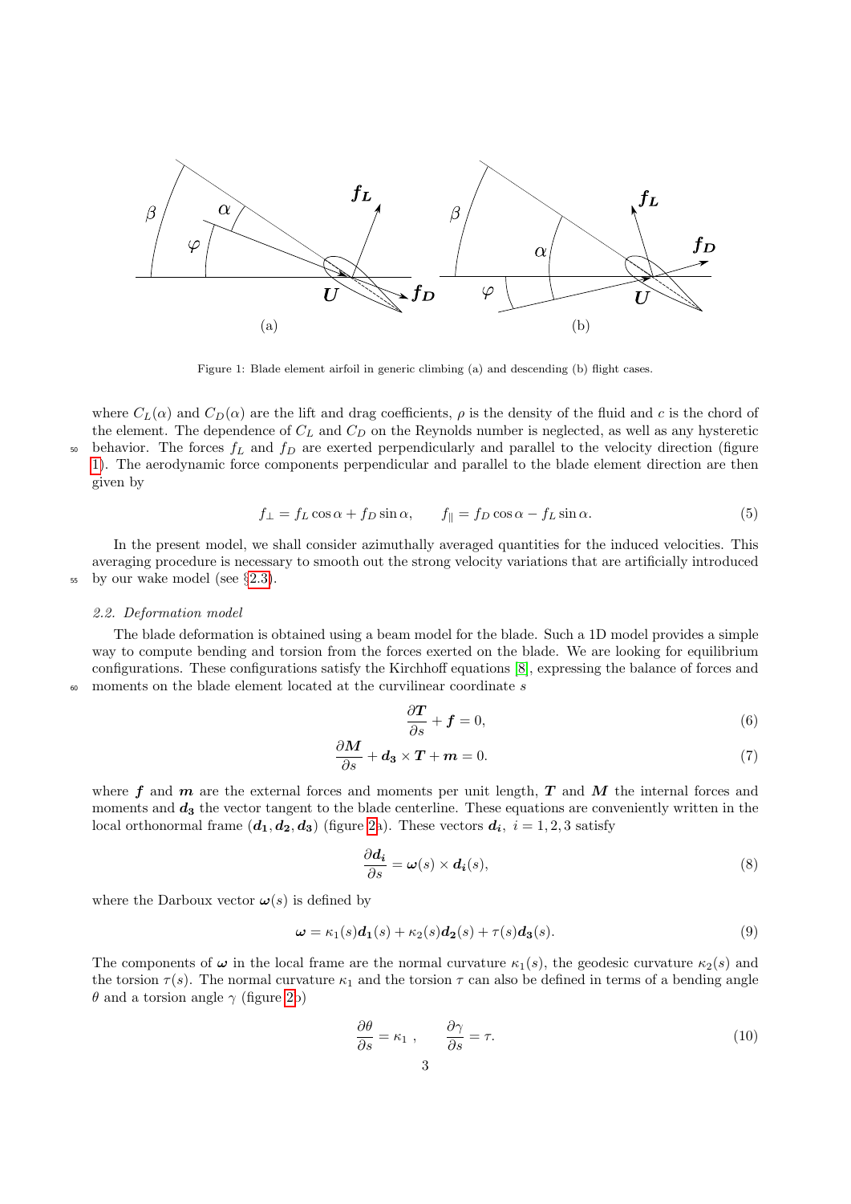Figure 1: Blade element airfoil in generic climbing (a) and descending (b) flight cases.

where $C_L(\alpha)$ and $C_D(\alpha)$ are the lift and drag coefficients, $\rho$ is the density of the fluid and $c$ is the chord of the element. The dependence of $C_L$ and $C_D$ on the Reynolds number is neglected, as well as any hysteretic behavior. The forces $f_L$ and $f_D$ are exerted perpendicularly and parallel to the velocity direction (figure 1). The aerodynamic force components perpendicular and parallel to the blade element direction are then given by

$$f_\perp = f_L \cos\alpha + f_D \sin\alpha, \qquad f_\parallel = f_D \cos\alpha - f_L \sin\alpha. \tag{5}$$

In the present model, we shall consider azimuthally averaged quantities for the induced velocities. This averaging procedure is necessary to smooth out the strong velocity variations that are artificially introduced by our wake model (see §2.3).

### 2.2. Deformation model

The blade deformation is obtained using a beam model for the blade. Such a 1D model provides a simple way to compute bending and torsion from the forces exerted on the blade. We are looking for equilibrium configurations. These configurations satisfy the Kirchhoff equations [8], expressing the balance of forces and moments on the blade element located at the curvilinear coordinate $s$

$$\frac{\partial \boldsymbol{T}}{\partial s} + \boldsymbol{f} = 0, \tag{6}$$

$$\frac{\partial \boldsymbol{M}}{\partial s} + \boldsymbol{d_3} \times \boldsymbol{T} + \boldsymbol{m} = 0. \tag{7}$$

where $\boldsymbol{f}$ and $\boldsymbol{m}$ are the external forces and moments per unit length, $\boldsymbol{T}$ and $\boldsymbol{M}$ the internal forces and moments and $\boldsymbol{d_3}$ the vector tangent to the blade centerline. These equations are conveniently written in the local orthonormal frame $(\boldsymbol{d_1}, \boldsymbol{d_2}, \boldsymbol{d_3})$ (figure 2a). These vectors $\boldsymbol{d_i}$, $i = 1, 2, 3$ satisfy

$$\frac{\partial \boldsymbol{d_i}}{\partial s} = \boldsymbol{\omega}(s) \times \boldsymbol{d_i}(s), \tag{8}$$

where the Darboux vector $\boldsymbol{\omega}(s)$ is defined by

$$\boldsymbol{\omega} = \kappa_1(s)\boldsymbol{d_1}(s) + \kappa_2(s)\boldsymbol{d_2}(s) + \tau(s)\boldsymbol{d_3}(s). \tag{9}$$

The components of $\boldsymbol{\omega}$ in the local frame are the normal curvature $\kappa_1(s)$, the geodesic curvature $\kappa_2(s)$ and the torsion $\tau(s)$. The normal curvature $\kappa_1$ and the torsion $\tau$ can also be defined in terms of a bending angle $\theta$ and a torsion angle $\gamma$ (figure 2b)

$$\frac{\partial \theta}{\partial s} = \kappa_1 , \qquad \frac{\partial \gamma}{\partial s} = \tau. \tag{10}$$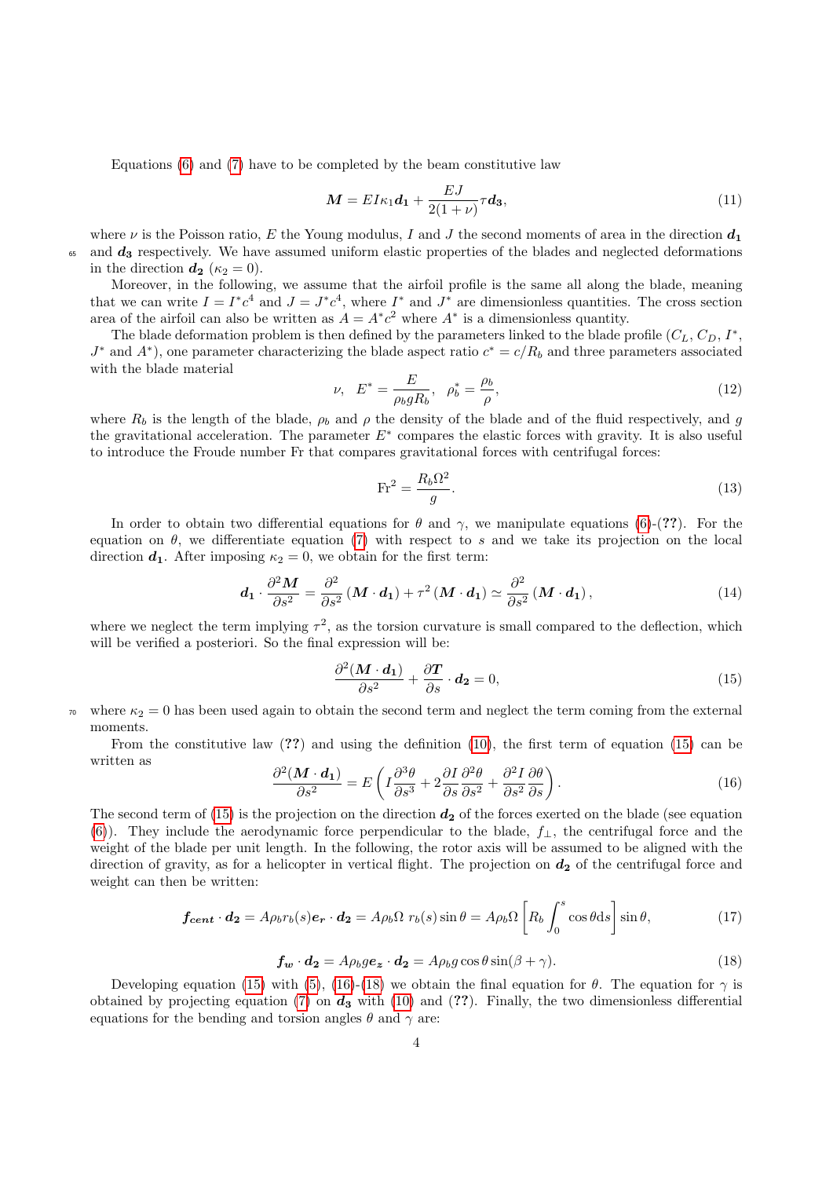Equations (6) and (7) have to be completed by the beam constitutive law

$$\boldsymbol{M} = EI\kappa_1 \boldsymbol{d_1} + \frac{EJ}{2(1+\nu)}\tau \boldsymbol{d_3}, \tag{11}$$

where $\nu$ is the Poisson ratio, $E$ the Young modulus, $I$ and $J$ the second moments of area in the direction $\boldsymbol{d_1}$ and $\boldsymbol{d_3}$ respectively. We have assumed uniform elastic properties of the blades and neglected deformations in the direction $\boldsymbol{d_2}$ ($\kappa_2 = 0$).

Moreover, in the following, we assume that the airfoil profile is the same all along the blade, meaning that we can write $I = I^* c^4$ and $J = J^* c^4$, where $I^*$ and $J^*$ are dimensionless quantities. The cross section area of the airfoil can also be written as $A = A^* c^2$ where $A^*$ is a dimensionless quantity.

The blade deformation problem is then defined by the parameters linked to the blade profile ($C_L$, $C_D$, $I^*$, $J^*$ and $A^*$), one parameter characterizing the blade aspect ratio $c^* = c/R_b$ and three parameters associated with the blade material

$$\nu, \quad E^* = \frac{E}{\rho_b g R_b}, \quad \rho_b^* = \frac{\rho_b}{\rho}, \tag{12}$$

where $R_b$ is the length of the blade, $\rho_b$ and $\rho$ the density of the blade and of the fluid respectively, and $g$ the gravitational acceleration. The parameter $E^*$ compares the elastic forces with gravity. It is also useful to introduce the Froude number Fr that compares gravitational forces with centrifugal forces:

$$\mathrm{Fr}^2 = \frac{R_b \Omega^2}{g}. \tag{13}$$

In order to obtain two differential equations for $\theta$ and $\gamma$, we manipulate equations (6)-(??). For the equation on $\theta$, we differentiate equation (7) with respect to $s$ and we take its projection on the local direction $\boldsymbol{d_1}$. After imposing $\kappa_2 = 0$, we obtain for the first term:

$$\boldsymbol{d_1} \cdot \frac{\partial^2 \boldsymbol{M}}{\partial s^2} = \frac{\partial^2}{\partial s^2}\left(\boldsymbol{M} \cdot \boldsymbol{d_1}\right) + \tau^2 \left(\boldsymbol{M} \cdot \boldsymbol{d_1}\right) \simeq \frac{\partial^2}{\partial s^2}\left(\boldsymbol{M} \cdot \boldsymbol{d_1}\right), \tag{14}$$

where we neglect the term implying $\tau^2$, as the torsion curvature is small compared to the deflection, which will be verified a posteriori. So the final expression will be:

$$\frac{\partial^2 (\boldsymbol{M} \cdot \boldsymbol{d_1})}{\partial s^2} + \frac{\partial \boldsymbol{T}}{\partial s} \cdot \boldsymbol{d_2} = 0, \tag{15}$$

where $\kappa_2 = 0$ has been used again to obtain the second term and neglect the term coming from the external moments.

From the constitutive law (??) and using the definition (10), the first term of equation (15) can be written as

$$\frac{\partial^2 (\boldsymbol{M} \cdot \boldsymbol{d_1})}{\partial s^2} = E\left(I \frac{\partial^3 \theta}{\partial s^3} + 2\frac{\partial I}{\partial s}\frac{\partial^2 \theta}{\partial s^2} + \frac{\partial^2 I}{\partial s^2}\frac{\partial \theta}{\partial s}\right). \tag{16}$$

The second term of (15) is the projection on the direction $\boldsymbol{d_2}$ of the forces exerted on the blade (see equation (6)). They include the aerodynamic force perpendicular to the blade, $f_\perp$, the centrifugal force and the weight of the blade per unit length. In the following, the rotor axis will be assumed to be aligned with the direction of gravity, as for a helicopter in vertical flight. The projection on $\boldsymbol{d_2}$ of the centrifugal force and weight can then be written:

$$\boldsymbol{f_{cent}} \cdot \boldsymbol{d_2} = A\rho_b r_b(s) \boldsymbol{e_r} \cdot \boldsymbol{d_2} = A\rho_b \Omega \; r_b(s) \sin\theta = A\rho_b \Omega \left[R_b \int_0^s \cos\theta \mathrm{d}s\right] \sin\theta, \tag{17}$$

$$\boldsymbol{f_w} \cdot \boldsymbol{d_2} = A\rho_b g \boldsymbol{e_z} \cdot \boldsymbol{d_2} = A\rho_b g \cos\theta \sin(\beta + \gamma). \tag{18}$$

Developing equation (15) with (5), (16)-(18) we obtain the final equation for $\theta$. The equation for $\gamma$ is obtained by projecting equation (7) on $\boldsymbol{d_3}$ with (10) and (??). Finally, the two dimensionless differential equations for the bending and torsion angles $\theta$ and $\gamma$ are: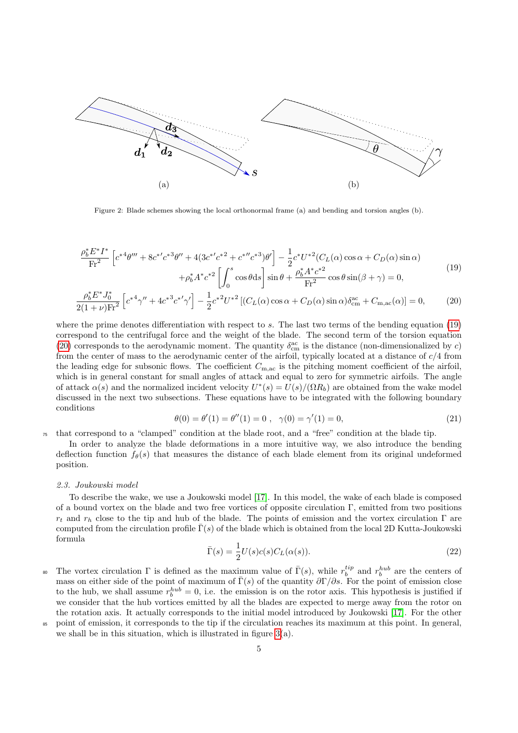Figure 2: Blade schemes showing the local orthonormal frame (a) and bending and torsion angles (b).

$$
\begin{aligned}
\frac{\rho_b^* E^* I^*}{\mathrm{Fr}^2}\left[c^{*4}\theta''' + 8c^{*\prime}c^{*3}\theta'' + 4(3c^{*\prime}c^{*2} + c^{*\prime\prime}c^{*3})\theta'\right] - \frac{1}{2}c^* U^{*2}(C_L(\alpha)\cos\alpha + C_D(\alpha)\sin\alpha) \\
+\rho_b^* A^* c^{*2}\left[\int_0^s \cos\theta \mathrm{d}s\right]\sin\theta + \frac{\rho_b^* A^* c^{*2}}{\mathrm{Fr}^2}\cos\theta\sin(\beta+\gamma) = 0,
\end{aligned}
\tag{19}
$$

$$
\frac{\rho_b^* E^* J_0^*}{2(1+\nu)\mathrm{Fr}^2}\left[c^{*4}\gamma'' + 4c^{*3}c^{*\prime}\gamma'\right] - \frac{1}{2}c^{*2}U^{*2}\left[(C_L(\alpha)\cos\alpha + C_D(\alpha)\sin\alpha)\delta_{\mathrm{cm}}^{\mathrm{ac}} + C_{\mathrm{m,ac}}(\alpha)\right] = 0, \tag{20}
$$

where the prime denotes differentiation with respect to $s$. The last two terms of the bending equation (19) correspond to the centrifugal force and the weight of the blade. The second term of the torsion equation (20) corresponds to the aerodynamic moment. The quantity $\delta_{\mathrm{cm}}^{\mathrm{ac}}$ is the distance (non-dimensionalized by $c$) from the center of mass to the aerodynamic center of the airfoil, typically located at a distance of $c/4$ from the leading edge for subsonic flows. The coefficient $C_{\mathrm{m,ac}}$ is the pitching moment coefficient of the airfoil, which is in general constant for small angles of attack and equal to zero for symmetric airfoils. The angle of attack $\alpha(s)$ and the normalized incident velocity $U^*(s) = U(s)/(\Omega R_b)$ are obtained from the wake model discussed in the next two subsections. These equations have to be integrated with the following boundary conditions

$$
\theta(0) = \theta'(1) = \theta''(1) = 0\ ,\quad \gamma(0) = \gamma'(1) = 0, \tag{21}
$$

that correspond to a "clamped" condition at the blade root, and a "free" condition at the blade tip.

In order to analyze the blade deformations in a more intuitive way, we also introduce the bending deflection function $f_\theta(s)$ that measures the distance of each blade element from its original undeformed position.

### *2.3. Joukowski model*

To describe the wake, we use a Joukowski model [17]. In this model, the wake of each blade is composed of a bound vortex on the blade and two free vortices of opposite circulation $\Gamma$, emitted from two positions $r_t$ and $r_h$ close to the tip and hub of the blade. The points of emission and the vortex circulation $\Gamma$ are computed from the circulation profile $\bar{\Gamma}(s)$ of the blade which is obtained from the local 2D Kutta-Joukowski formula

$$
\bar{\Gamma}(s) = \frac{1}{2}U(s)c(s)C_L(\alpha(s)). \tag{22}
$$

The vortex circulation $\Gamma$ is defined as the maximum value of $\bar{\Gamma}(s)$, while $r_b^{tip}$ and $r_b^{hub}$ are the centers of mass on either side of the point of maximum of $\bar{\Gamma}(s)$ of the quantity $\partial\Gamma/\partial s$. For the point of emission close to the hub, we shall assume $r_b^{hub} = 0$, i.e. the emission is on the rotor axis. This hypothesis is justified if we consider that the hub vortices emitted by all the blades are expected to merge away from the rotor on the rotation axis. It actually corresponds to the initial model introduced by Joukowski [17]. For the other point of emission, it corresponds to the tip if the circulation reaches its maximum at this point. In general, we shall be in this situation, which is illustrated in figure 3(a).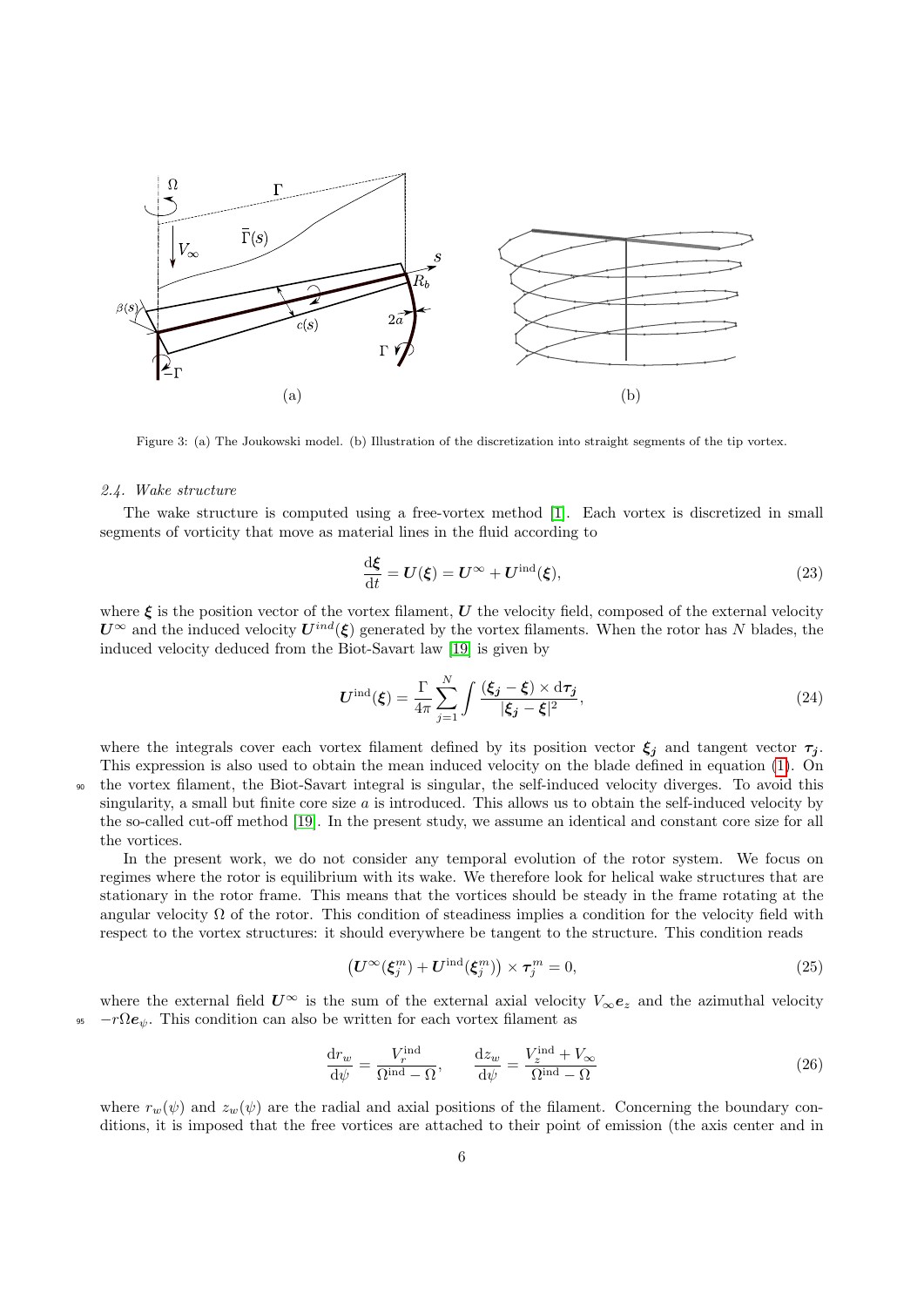Figure 3: (a) The Joukowski model. (b) Illustration of the discretization into straight segments of the tip vortex.

### 2.4. Wake structure

The wake structure is computed using a free-vortex method [1]. Each vortex is discretized in small segments of vorticity that move as material lines in the fluid according to

$$\frac{\mathrm{d}\boldsymbol{\xi}}{\mathrm{d}t} = \boldsymbol{U}(\boldsymbol{\xi}) = \boldsymbol{U}^{\infty} + \boldsymbol{U}^{\mathrm{ind}}(\boldsymbol{\xi}), \tag{23}$$

where $\boldsymbol{\xi}$ is the position vector of the vortex filament, $\boldsymbol{U}$ the velocity field, composed of the external velocity $\boldsymbol{U}^{\infty}$ and the induced velocity $\boldsymbol{U}^{ind}(\boldsymbol{\xi})$ generated by the vortex filaments. When the rotor has $N$ blades, the induced velocity deduced from the Biot-Savart law [19] is given by

$$\boldsymbol{U}^{\mathrm{ind}}(\boldsymbol{\xi}) = \frac{\Gamma}{4\pi} \sum_{j=1}^{N} \int \frac{(\boldsymbol{\xi_j} - \boldsymbol{\xi}) \times \mathrm{d}\boldsymbol{\tau_j}}{|\boldsymbol{\xi_j} - \boldsymbol{\xi}|^2}, \tag{24}$$

where the integrals cover each vortex filament defined by its position vector $\boldsymbol{\xi_j}$ and tangent vector $\boldsymbol{\tau_j}$. This expression is also used to obtain the mean induced velocity on the blade defined in equation (1). On the vortex filament, the Biot-Savart integral is singular, the self-induced velocity diverges. To avoid this singularity, a small but finite core size $a$ is introduced. This allows us to obtain the self-induced velocity by the so-called cut-off method [19]. In the present study, we assume an identical and constant core size for all the vortices.

In the present work, we do not consider any temporal evolution of the rotor system. We focus on regimes where the rotor is equilibrium with its wake. We therefore look for helical wake structures that are stationary in the rotor frame. This means that the vortices should be steady in the frame rotating at the angular velocity $\Omega$ of the rotor. This condition of steadiness implies a condition for the velocity field with respect to the vortex structures: it should everywhere be tangent to the structure. This condition reads

$$\left(\boldsymbol{U}^{\infty}(\boldsymbol{\xi}_j^m) + \boldsymbol{U}^{\mathrm{ind}}(\boldsymbol{\xi}_j^m)\right) \times \boldsymbol{\tau}_j^m = 0, \tag{25}$$

where the external field $\boldsymbol{U}^{\infty}$ is the sum of the external axial velocity $V_{\infty}\boldsymbol{e}_z$ and the azimuthal velocity $-r\Omega\boldsymbol{e}_{\psi}$. This condition can also be written for each vortex filament as

$$\frac{\mathrm{d}r_w}{\mathrm{d}\psi} = \frac{V_r^{\mathrm{ind}}}{\Omega^{\mathrm{ind}} - \Omega}, \qquad \frac{\mathrm{d}z_w}{\mathrm{d}\psi} = \frac{V_z^{\mathrm{ind}} + V_{\infty}}{\Omega^{\mathrm{ind}} - \Omega} \tag{26}$$

where $r_w(\psi)$ and $z_w(\psi)$ are the radial and axial positions of the filament. Concerning the boundary conditions, it is imposed that the free vortices are attached to their point of emission (the axis center and in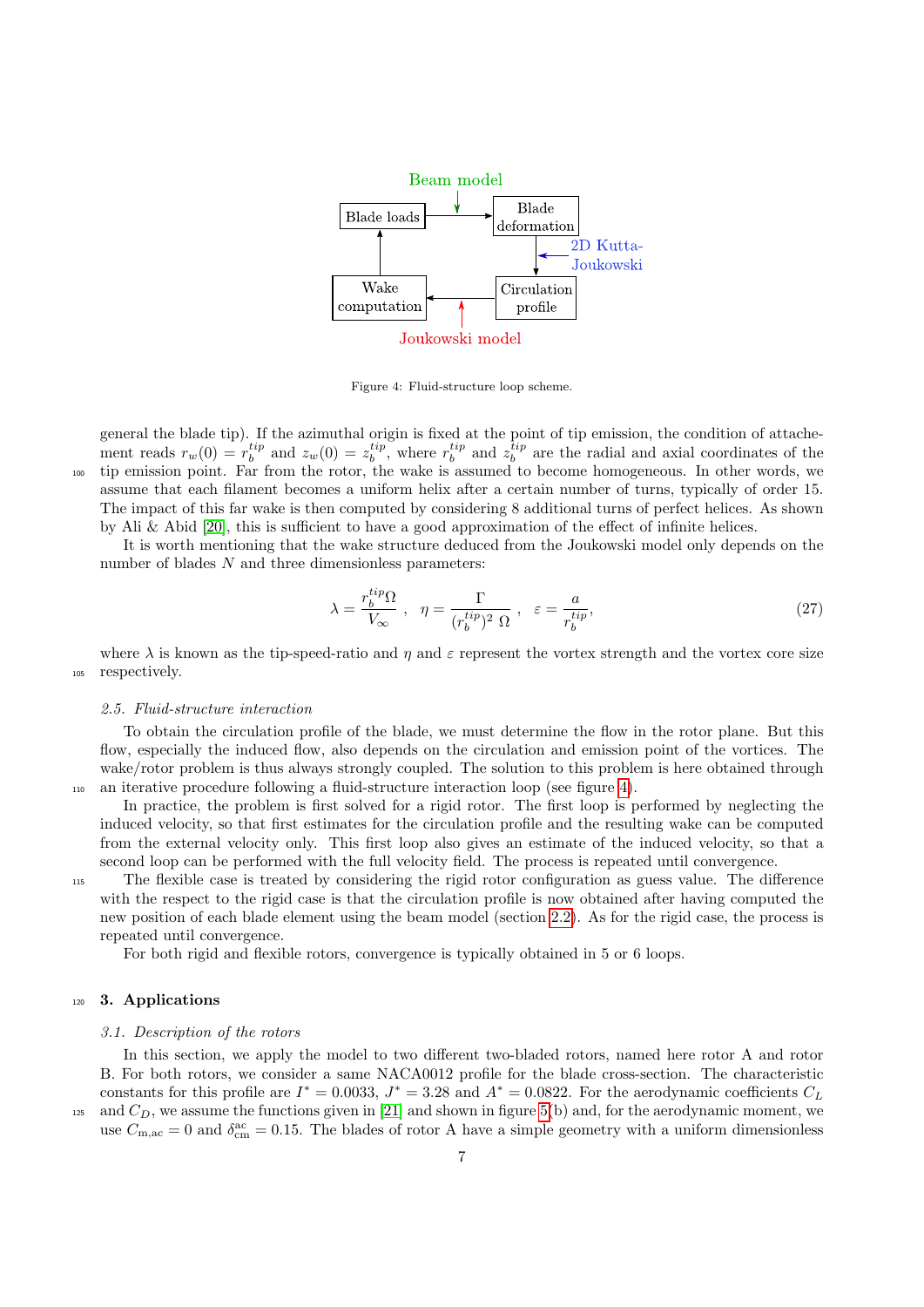Figure 4: Fluid-structure loop scheme.

general the blade tip). If the azimuthal origin is fixed at the point of tip emission, the condition of attachement reads $r_w(0) = r_b^{tip}$ and $z_w(0) = z_b^{tip}$, where $r_b^{tip}$ and $z_b^{tip}$ are the radial and axial coordinates of the tip emission point. Far from the rotor, the wake is assumed to become homogeneous. In other words, we assume that each filament becomes a uniform helix after a certain number of turns, typically of order 15. The impact of this far wake is then computed by considering 8 additional turns of perfect helices. As shown by Ali & Abid [20], this is sufficient to have a good approximation of the effect of infinite helices.

It is worth mentioning that the wake structure deduced from the Joukowski model only depends on the number of blades $N$ and three dimensionless parameters:

$$\lambda = \frac{r_b^{tip}\Omega}{V_\infty} \ , \quad \eta = \frac{\Gamma}{(r_b^{tip})^2\ \Omega} \ , \quad \varepsilon = \frac{a}{r_b^{tip}}, \tag{27}$$

where $\lambda$ is known as the tip-speed-ratio and $\eta$ and $\varepsilon$ represent the vortex strength and the vortex core size respectively.

### *2.5. Fluid-structure interaction*

To obtain the circulation profile of the blade, we must determine the flow in the rotor plane. But this flow, especially the induced flow, also depends on the circulation and emission point of the vortices. The wake/rotor problem is thus always strongly coupled. The solution to this problem is here obtained through an iterative procedure following a fluid-structure interaction loop (see figure 4).

In practice, the problem is first solved for a rigid rotor. The first loop is performed by neglecting the induced velocity, so that first estimates for the circulation profile and the resulting wake can be computed from the external velocity only. This first loop also gives an estimate of the induced velocity, so that a second loop can be performed with the full velocity field. The process is repeated until convergence.

The flexible case is treated by considering the rigid rotor configuration as guess value. The difference with the respect to the rigid case is that the circulation profile is now obtained after having computed the new position of each blade element using the beam model (section 2.2). As for the rigid case, the process is repeated until convergence.

For both rigid and flexible rotors, convergence is typically obtained in 5 or 6 loops.

## 3. Applications

### *3.1. Description of the rotors*

In this section, we apply the model to two different two-bladed rotors, named here rotor A and rotor B. For both rotors, we consider a same NACA0012 profile for the blade cross-section. The characteristic constants for this profile are $I^* = 0.0033$, $J^* = 3.28$ and $A^* = 0.0822$. For the aerodynamic coefficients $C_L$ and $C_D$, we assume the functions given in [21] and shown in figure 5(b) and, for the aerodynamic moment, we use $C_{\mathrm{m,ac}} = 0$ and $\delta_{\mathrm{cm}}^{\mathrm{ac}} = 0.15$. The blades of rotor A have a simple geometry with a uniform dimensionless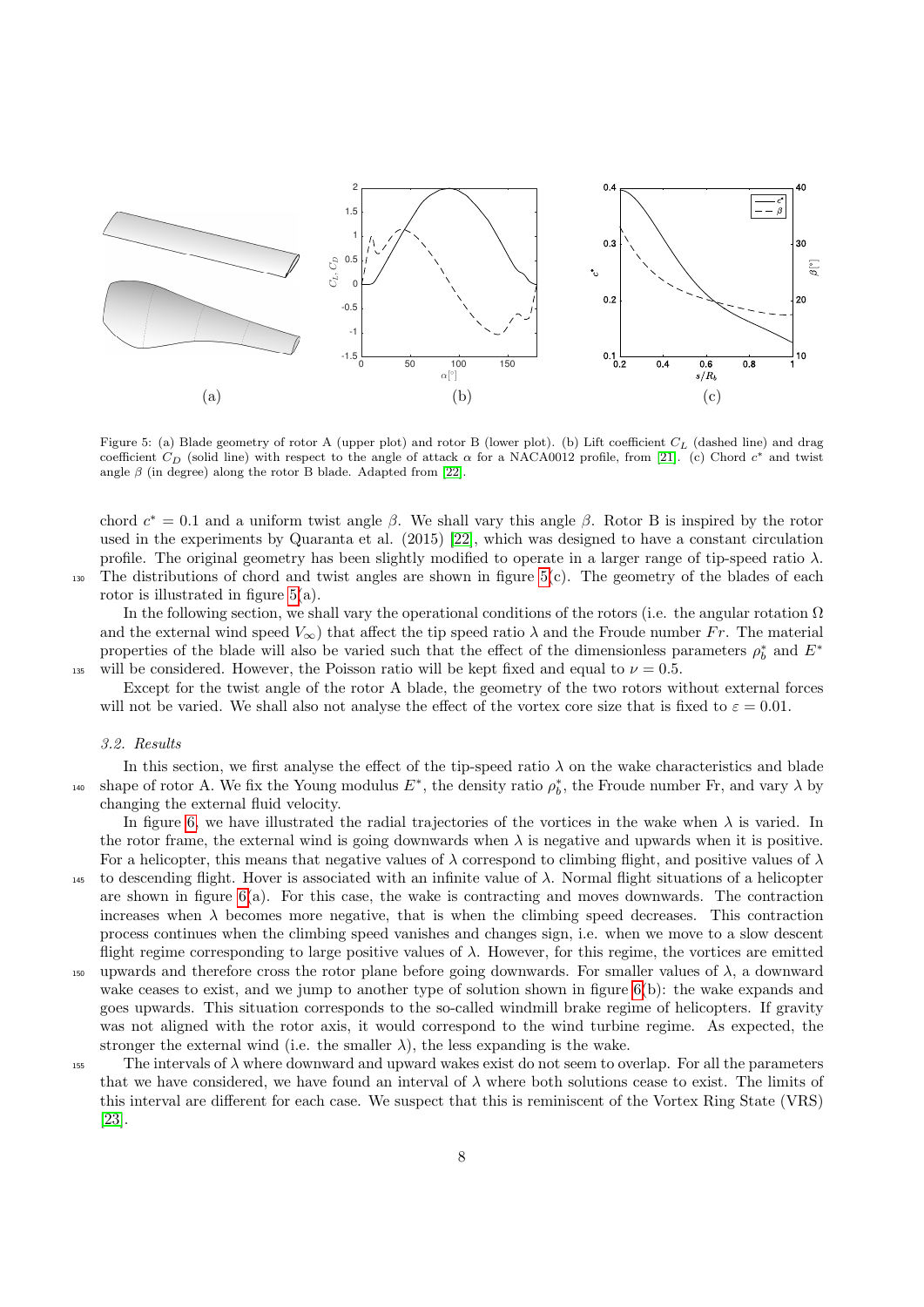Figure 5: (a) Blade geometry of rotor A (upper plot) and rotor B (lower plot). (b) Lift coefficient $C_L$ (dashed line) and drag coefficient $C_D$ (solid line) with respect to the angle of attack $\alpha$ for a NACA0012 profile, from [21]. (c) Chord $c^*$ and twist angle $\beta$ (in degree) along the rotor B blade. Adapted from [22].

chord $c^* = 0.1$ and a uniform twist angle $\beta$. We shall vary this angle $\beta$. Rotor B is inspired by the rotor used in the experiments by Quaranta et al. (2015) [22], which was designed to have a constant circulation profile. The original geometry has been slightly modified to operate in a larger range of tip-speed ratio $\lambda$. The distributions of chord and twist angles are shown in figure 5(c). The geometry of the blades of each rotor is illustrated in figure 5(a).

In the following section, we shall vary the operational conditions of the rotors (i.e. the angular rotation $\Omega$ and the external wind speed $V_\infty$) that affect the tip speed ratio $\lambda$ and the Froude number $Fr$. The material properties of the blade will also be varied such that the effect of the dimensionless parameters $\rho_b^*$ and $E^*$ will be considered. However, the Poisson ratio will be kept fixed and equal to $\nu = 0.5$.

Except for the twist angle of the rotor A blade, the geometry of the two rotors without external forces will not be varied. We shall also not analyse the effect of the vortex core size that is fixed to $\varepsilon = 0.01$.

### 3.2. Results

In this section, we first analyse the effect of the tip-speed ratio $\lambda$ on the wake characteristics and blade shape of rotor A. We fix the Young modulus $E^*$, the density ratio $\rho_b^*$, the Froude number Fr, and vary $\lambda$ by changing the external fluid velocity.

In figure 6, we have illustrated the radial trajectories of the vortices in the wake when $\lambda$ is varied. In the rotor frame, the external wind is going downwards when $\lambda$ is negative and upwards when it is positive. For a helicopter, this means that negative values of $\lambda$ correspond to climbing flight, and positive values of $\lambda$ to descending flight. Hover is associated with an infinite value of $\lambda$. Normal flight situations of a helicopter are shown in figure 6(a). For this case, the wake is contracting and moves downwards. The contraction increases when $\lambda$ becomes more negative, that is when the climbing speed decreases. This contraction process continues when the climbing speed vanishes and changes sign, i.e. when we move to a slow descent flight regime corresponding to large positive values of $\lambda$. However, for this regime, the vortices are emitted upwards and therefore cross the rotor plane before going downwards. For smaller values of $\lambda$, a downward wake ceases to exist, and we jump to another type of solution shown in figure 6(b): the wake expands and goes upwards. This situation corresponds to the so-called windmill brake regime of helicopters. If gravity was not aligned with the rotor axis, it would correspond to the wind turbine regime. As expected, the stronger the external wind (i.e. the smaller $\lambda$), the less expanding is the wake.

The intervals of $\lambda$ where downward and upward wakes exist do not seem to overlap. For all the parameters that we have considered, we have found an interval of $\lambda$ where both solutions cease to exist. The limits of this interval are different for each case. We suspect that this is reminiscent of the Vortex Ring State (VRS) [23].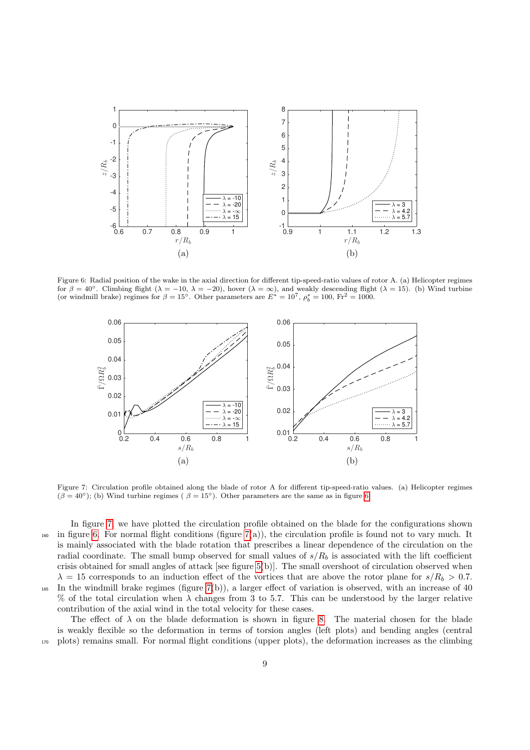Figure 6: Radial position of the wake in the axial direction for different tip-speed-ratio values of rotor A. (a) Helicopter regimes for $\beta = 40°$. Climbing flight ($\lambda = -10$, $\lambda = -20$), hover ($\lambda = \infty$), and weakly descending flight ($\lambda = 15$). (b) Wind turbine (or windmill brake) regimes for $\beta = 15°$. Other parameters are $E^* = 10^7$, $\rho_b^* = 100$, $\mathrm{Fr}^2 = 1000$.

Figure 7: Circulation profile obtained along the blade of rotor A for different tip-speed-ratio values. (a) Helicopter regimes ($\beta = 40°$); (b) Wind turbine regimes ( $\beta = 15°$). Other parameters are the same as in figure 6.

In figure 7, we have plotted the circulation profile obtained on the blade for the configurations shown in figure 6. For normal flight conditions (figure 7(a)), the circulation profile is found not to vary much. It is mainly associated with the blade rotation that prescribes a linear dependence of the circulation on the radial coordinate. The small bump observed for small values of $s/R_b$ is associated with the lift coefficient crisis obtained for small angles of attack [see figure 5(b)]. The small overshoot of circulation observed when $\lambda = 15$ corresponds to an induction effect of the vortices that are above the rotor plane for $s/R_b > 0.7$. In the windmill brake regimes (figure 7(b)), a larger effect of variation is observed, with an increase of 40 % of the total circulation when $\lambda$ changes from 3 to 5.7. This can be understood by the larger relative contribution of the axial wind in the total velocity for these cases.

The effect of $\lambda$ on the blade deformation is shown in figure 8. The material chosen for the blade is weakly flexible so the deformation in terms of torsion angles (left plots) and bending angles (central plots) remains small. For normal flight conditions (upper plots), the deformation increases as the climbing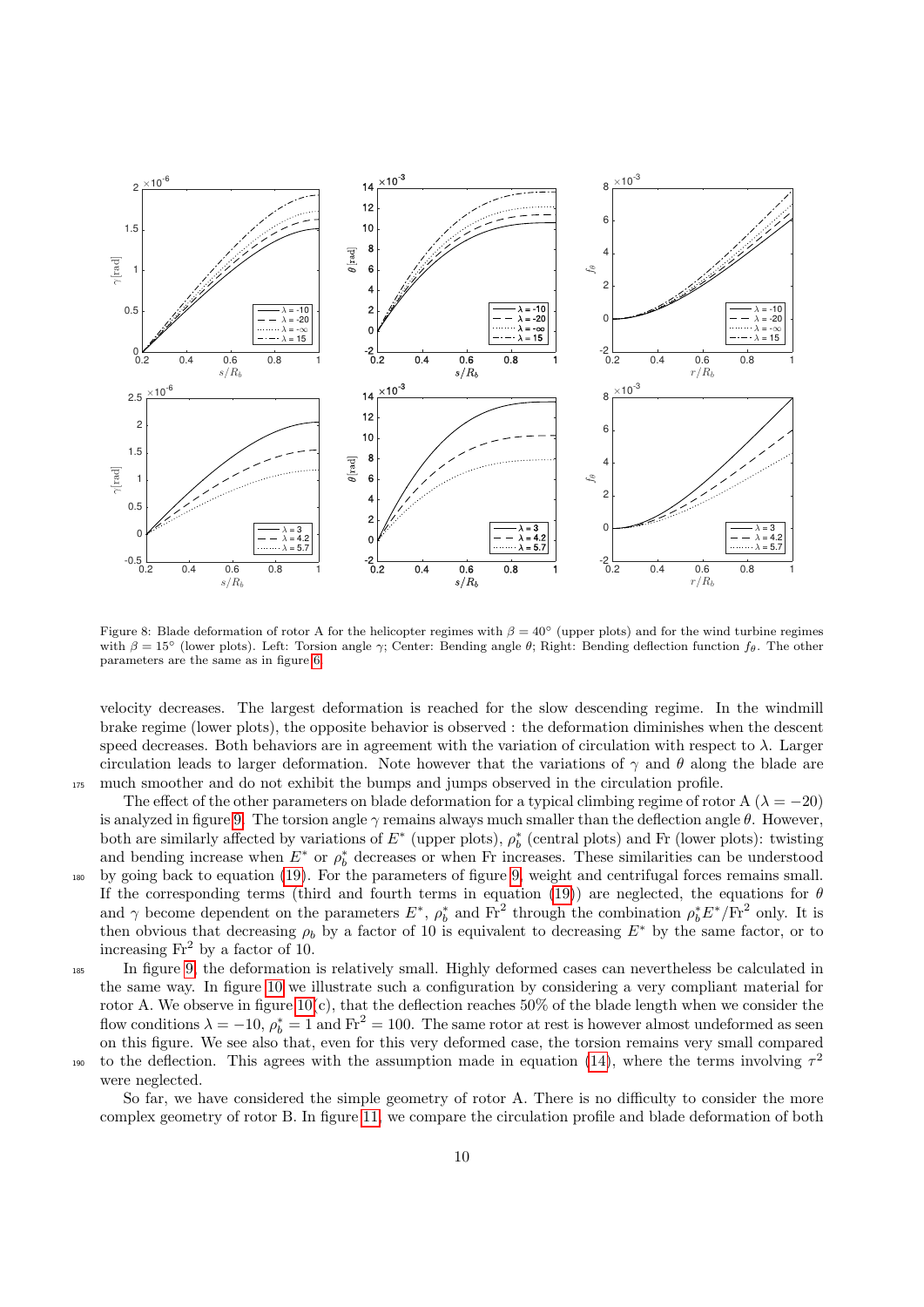Figure 8: Blade deformation of rotor A for the helicopter regimes with $\beta = 40°$ (upper plots) and for the wind turbine regimes with $\beta = 15°$ (lower plots). Left: Torsion angle $\gamma$; Center: Bending angle $\theta$; Right: Bending deflection function $f_\theta$. The other parameters are the same as in figure 6.

velocity decreases. The largest deformation is reached for the slow descending regime. In the windmill brake regime (lower plots), the opposite behavior is observed : the deformation diminishes when the descent speed decreases. Both behaviors are in agreement with the variation of circulation with respect to $\lambda$. Larger circulation leads to larger deformation. Note however that the variations of $\gamma$ and $\theta$ along the blade are much smoother and do not exhibit the bumps and jumps observed in the circulation profile.

The effect of the other parameters on blade deformation for a typical climbing regime of rotor A ($\lambda = -20$) is analyzed in figure 9. The torsion angle $\gamma$ remains always much smaller than the deflection angle $\theta$. However, both are similarly affected by variations of $E^*$ (upper plots), $\rho_b^*$ (central plots) and Fr (lower plots): twisting and bending increase when $E^*$ or $\rho_b^*$ decreases or when Fr increases. These similarities can be understood by going back to equation (19). For the parameters of figure 9, weight and centrifugal forces remains small. If the corresponding terms (third and fourth terms in equation (19)) are neglected, the equations for $\theta$ and $\gamma$ become dependent on the parameters $E^*$, $\rho_b^*$ and $\mathrm{Fr}^2$ through the combination $\rho_b^* E^*/\mathrm{Fr}^2$ only. It is then obvious that decreasing $\rho_b$ by a factor of 10 is equivalent to decreasing $E^*$ by the same factor, or to increasing $\mathrm{Fr}^2$ by a factor of 10.

In figure 9, the deformation is relatively small. Highly deformed cases can nevertheless be calculated in the same way. In figure 10 we illustrate such a configuration by considering a very compliant material for rotor A. We observe in figure 10(c), that the deflection reaches 50% of the blade length when we consider the flow conditions $\lambda = -10$, $\rho_b^* = 1$ and $\mathrm{Fr}^2 = 100$. The same rotor at rest is however almost undeformed as seen on this figure. We see also that, even for this very deformed case, the torsion remains very small compared to the deflection. This agrees with the assumption made in equation (14), where the terms involving $\tau^2$ were neglected.

So far, we have considered the simple geometry of rotor A. There is no difficulty to consider the more complex geometry of rotor B. In figure 11, we compare the circulation profile and blade deformation of both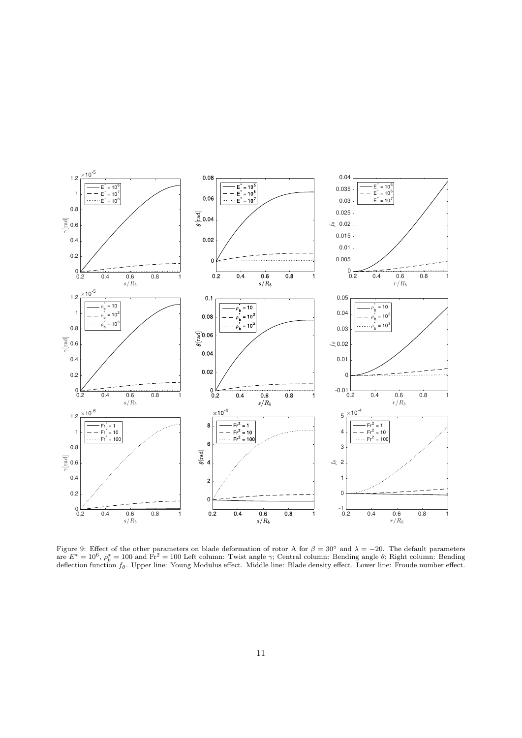Figure 9: Effect of the other parameters on blade deformation of rotor A for $\beta = 30^\circ$ and $\lambda = -20$. The default parameters are $E^* = 10^6$, $\rho_b^* = 100$ and $\mathrm{Fr}^2 = 100$ Left column: Twist angle $\gamma$; Central column: Bending angle $\theta$; Right column: Bending deflection function $f_\theta$. Upper line: Young Modulus effect. Middle line: Blade density effect. Lower line: Froude number effect.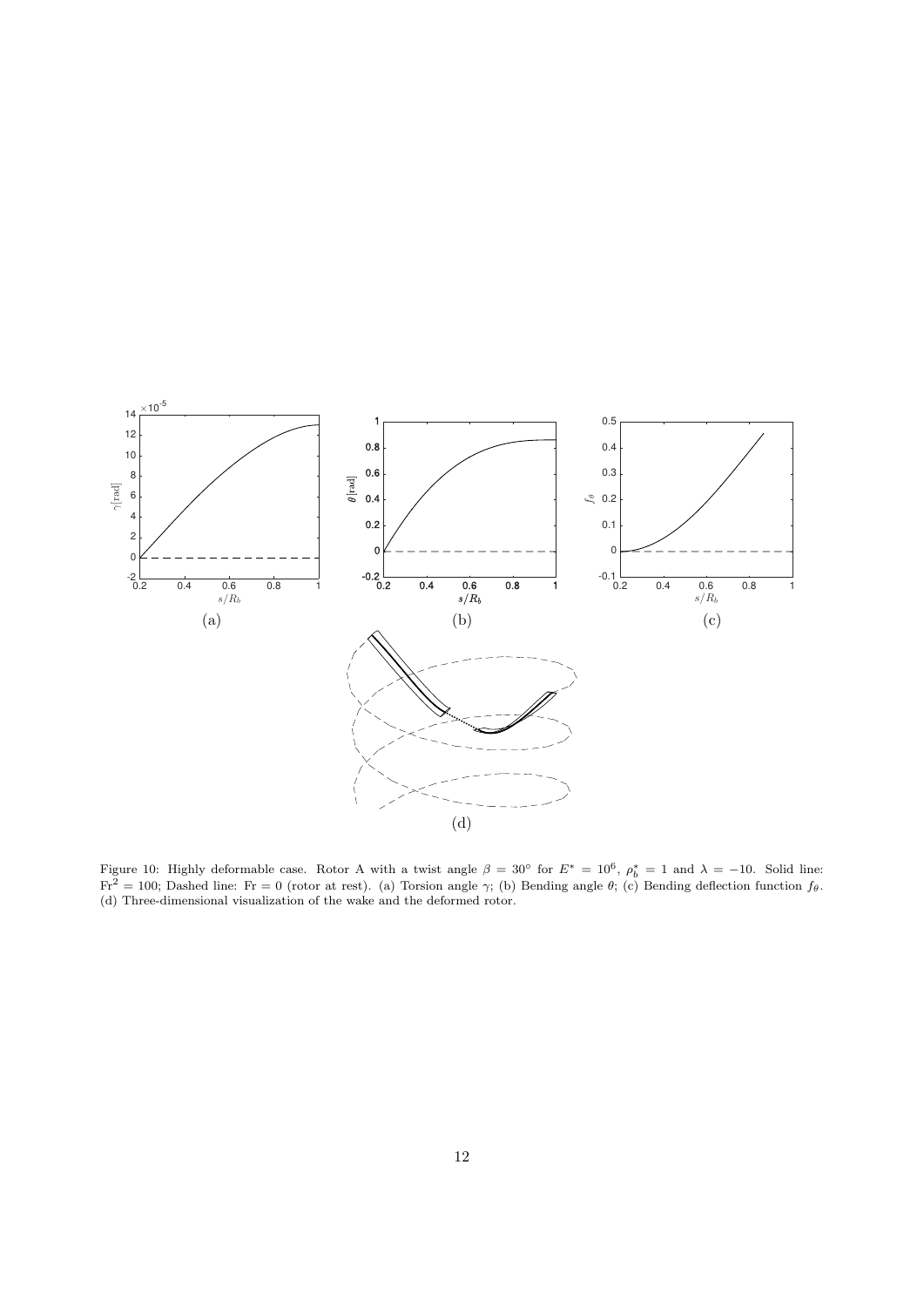Figure 10: Highly deformable case. Rotor A with a twist angle $\beta = 30^\circ$ for $E^* = 10^6$, $\rho_b^* = 1$ and $\lambda = -10$. Solid line: $\mathrm{Fr}^2 = 100$; Dashed line: $\mathrm{Fr} = 0$ (rotor at rest). (a) Torsion angle $\gamma$; (b) Bending angle $\theta$; (c) Bending deflection function $f_\theta$. (d) Three-dimensional visualization of the wake and the deformed rotor.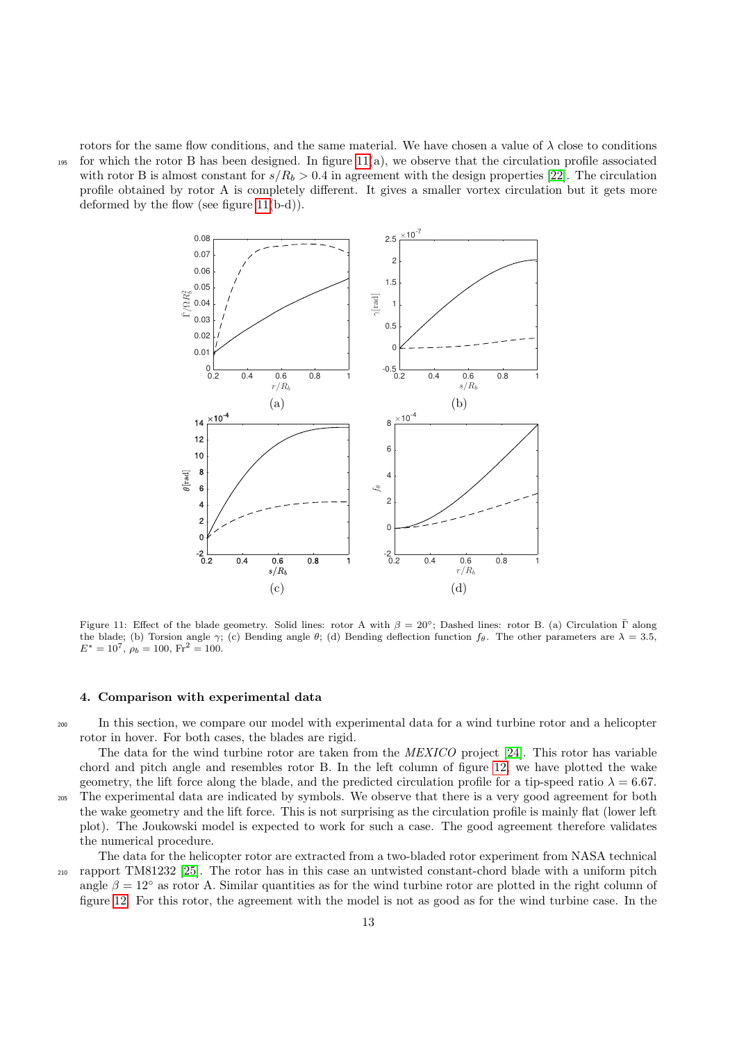rotors for the same flow conditions, and the same material. We have chosen a value of $\lambda$ close to conditions for which the rotor B has been designed. In figure 11(a), we observe that the circulation profile associated with rotor B is almost constant for $s/R_b > 0.4$ in agreement with the design properties [22]. The circulation profile obtained by rotor A is completely different. It gives a smaller vortex circulation but it gets more deformed by the flow (see figure 11(b-d)).

Figure 11: Effect of the blade geometry. Solid lines: rotor A with $\beta = 20°$; Dashed lines: rotor B. (a) Circulation $\bar{\Gamma}$ along the blade; (b) Torsion angle $\gamma$; (c) Bending angle $\theta$; (d) Bending deflection function $f_\theta$. The other parameters are $\lambda = 3.5$, $E^* = 10^7$, $\rho_b = 100$, $\mathrm{Fr}^2 = 100$.

### 4. Comparison with experimental data

In this section, we compare our model with experimental data for a wind turbine rotor and a helicopter rotor in hover. For both cases, the blades are rigid.

The data for the wind turbine rotor are taken from the *MEXICO* project [24]. This rotor has variable chord and pitch angle and resembles rotor B. In the left column of figure 12, we have plotted the wake geometry, the lift force along the blade, and the predicted circulation profile for a tip-speed ratio $\lambda = 6.67$. The experimental data are indicated by symbols. We observe that there is a very good agreement for both the wake geometry and the lift force. This is not surprising as the circulation profile is mainly flat (lower left plot). The Joukowski model is expected to work for such a case. The good agreement therefore validates the numerical procedure.

The data for the helicopter rotor are extracted from a two-bladed rotor experiment from NASA technical rapport TM81232 [25]. The rotor has in this case an untwisted constant-chord blade with a uniform pitch angle $\beta = 12°$ as rotor A. Similar quantities as for the wind turbine rotor are plotted in the right column of figure 12. For this rotor, the agreement with the model is not as good as for the wind turbine case. In the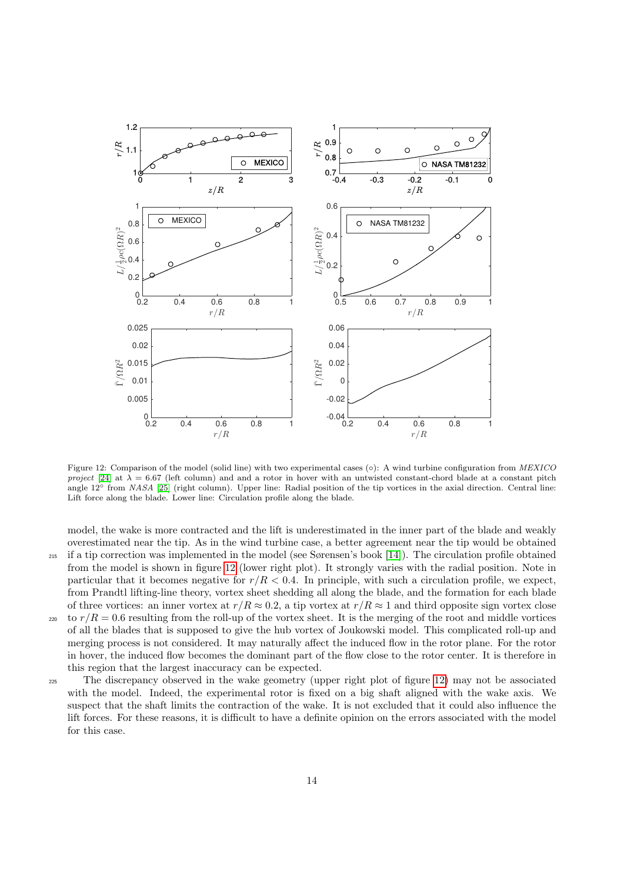Figure 12: Comparison of the model (solid line) with two experimental cases (○): A wind turbine configuration from *MEXICO project* [24] at $\lambda = 6.67$ (left column) and and a rotor in hover with an untwisted constant-chord blade at a constant pitch angle 12° from *NASA* [25] (right column). Upper line: Radial position of the tip vortices in the axial direction. Central line: Lift force along the blade. Lower line: Circulation profile along the blade.

model, the wake is more contracted and the lift is underestimated in the inner part of the blade and weakly overestimated near the tip. As in the wind turbine case, a better agreement near the tip would be obtained if a tip correction was implemented in the model (see Sørensen's book [14]). The circulation profile obtained from the model is shown in figure 12 (lower right plot). It strongly varies with the radial position. Note in particular that it becomes negative for $r/R < 0.4$. In principle, with such a circulation profile, we expect, from Prandtl lifting-line theory, vortex sheet shedding all along the blade, and the formation for each blade of three vortices: an inner vortex at $r/R \approx 0.2$, a tip vortex at $r/R \approx 1$ and third opposite sign vortex close to $r/R = 0.6$ resulting from the roll-up of the vortex sheet. It is the merging of the root and middle vortices of all the blades that is supposed to give the hub vortex of Joukowski model. This complicated roll-up and merging process is not considered. It may naturally affect the induced flow in the rotor plane. For the rotor in hover, the induced flow becomes the dominant part of the flow close to the rotor center. It is therefore in this region that the largest inaccuracy can be expected.

The discrepancy observed in the wake geometry (upper right plot of figure 12) may not be associated with the model. Indeed, the experimental rotor is fixed on a big shaft aligned with the wake axis. We suspect that the shaft limits the contraction of the wake. It is not excluded that it could also influence the lift forces. For these reasons, it is difficult to have a definite opinion on the errors associated with the model for this case.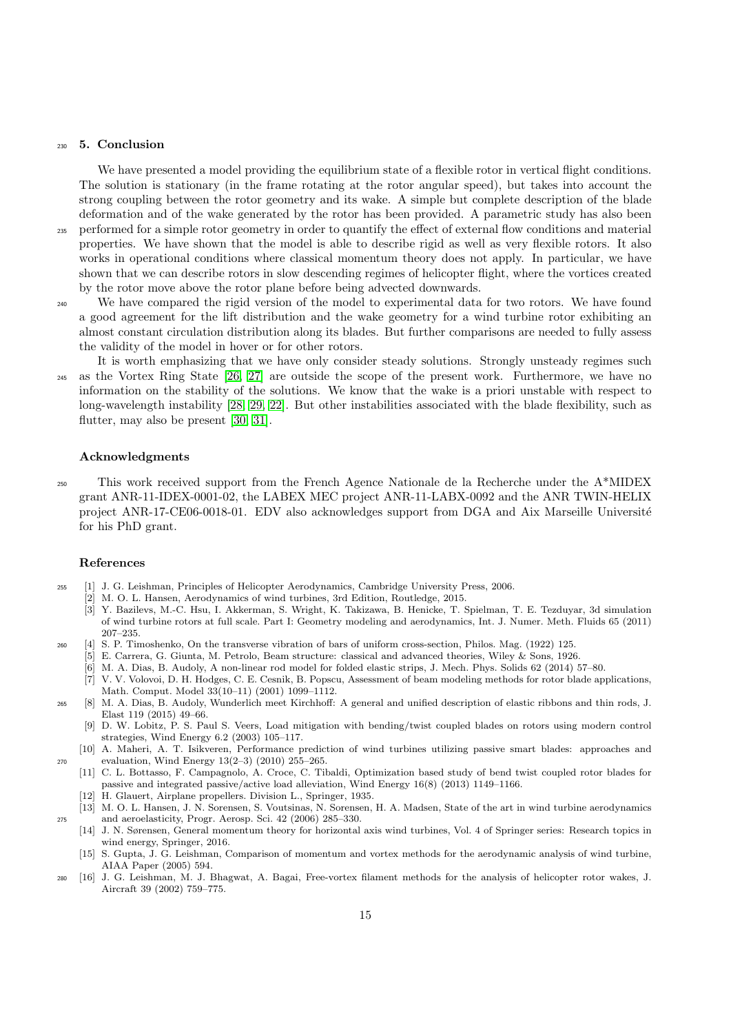## 5. Conclusion

We have presented a model providing the equilibrium state of a flexible rotor in vertical flight conditions. The solution is stationary (in the frame rotating at the rotor angular speed), but takes into account the strong coupling between the rotor geometry and its wake. A simple but complete description of the blade deformation and of the wake generated by the rotor has been provided. A parametric study has also been performed for a simple rotor geometry in order to quantify the effect of external flow conditions and material properties. We have shown that the model is able to describe rigid as well as very flexible rotors. It also works in operational conditions where classical momentum theory does not apply. In particular, we have shown that we can describe rotors in slow descending regimes of helicopter flight, where the vortices created by the rotor move above the rotor plane before being advected downwards.

We have compared the rigid version of the model to experimental data for two rotors. We have found a good agreement for the lift distribution and the wake geometry for a wind turbine rotor exhibiting an almost constant circulation distribution along its blades. But further comparisons are needed to fully assess the validity of the model in hover or for other rotors.

It is worth emphasizing that we have only consider steady solutions. Strongly unsteady regimes such as the Vortex Ring State [26, 27] are outside the scope of the present work. Furthermore, we have no information on the stability of the solutions. We know that the wake is a priori unstable with respect to long-wavelength instability [28, 29, 22]. But other instabilities associated with the blade flexibility, such as flutter, may also be present [30, 31].

### Acknowledgments

This work received support from the French Agence Nationale de la Recherche under the A*MIDEX grant ANR-11-IDEX-0001-02, the LABEX MEC project ANR-11-LABX-0092 and the ANR TWIN-HELIX project ANR-17-CE06-0018-01. EDV also acknowledges support from DGA and Aix Marseille Université for his PhD grant.

### References

[1] J. G. Leishman, Principles of Helicopter Aerodynamics, Cambridge University Press, 2006.

[2] M. O. L. Hansen, Aerodynamics of wind turbines, 3rd Edition, Routledge, 2015.

[3] Y. Bazilevs, M.-C. Hsu, I. Akkerman, S. Wright, K. Takizawa, B. Henicke, T. Spielman, T. E. Tezduyar, 3d simulation of wind turbine rotors at full scale. Part I: Geometry modeling and aerodynamics, Int. J. Numer. Meth. Fluids 65 (2011) 207–235.

[4] S. P. Timoshenko, On the transverse vibration of bars of uniform cross-section, Philos. Mag. (1922) 125.

[5] E. Carrera, G. Giunta, M. Petrolo, Beam structure: classical and advanced theories, Wiley & Sons, 1926.

[6] M. A. Dias, B. Audoly, A non-linear rod model for folded elastic strips, J. Mech. Phys. Solids 62 (2014) 57–80.

[7] V. V. Volovoi, D. H. Hodges, C. E. Cesnik, B. Popscu, Assessment of beam modeling methods for rotor blade applications, Math. Comput. Model 33(10–11) (2001) 1099–1112.

[8] M. A. Dias, B. Audoly, Wunderlich meet Kirchhoff: A general and unified description of elastic ribbons and thin rods, J. Elast 119 (2015) 49–66.

[9] D. W. Lobitz, P. S. Paul S. Veers, Load mitigation with bending/twist coupled blades on rotors using modern control strategies, Wind Energy 6.2 (2003) 105–117.

[10] A. Maheri, A. T. Isikveren, Performance prediction of wind turbines utilizing passive smart blades: approaches and evaluation, Wind Energy 13(2–3) (2010) 255–265.

[11] C. L. Bottasso, F. Campagnolo, A. Croce, C. Tibaldi, Optimization based study of bend twist coupled rotor blades for passive and integrated passive/active load alleviation, Wind Energy 16(8) (2013) 1149–1166.

[12] H. Glauert, Airplane propellers. Division L., Springer, 1935.

[13] M. O. L. Hansen, J. N. Sorensen, S. Voutsinas, N. Sorensen, H. A. Madsen, State of the art in wind turbine aerodynamics and aeroelasticity, Progr. Aerosp. Sci. 42 (2006) 285–330.

[14] J. N. Sørensen, General momentum theory for horizontal axis wind turbines, Vol. 4 of Springer series: Research topics in wind energy, Springer, 2016.

[15] S. Gupta, J. G. Leishman, Comparison of momentum and vortex methods for the aerodynamic analysis of wind turbine, AIAA Paper (2005) 594.

[16] J. G. Leishman, M. J. Bhagwat, A. Bagai, Free-vortex filament methods for the analysis of helicopter rotor wakes, J. Aircraft 39 (2002) 759–775.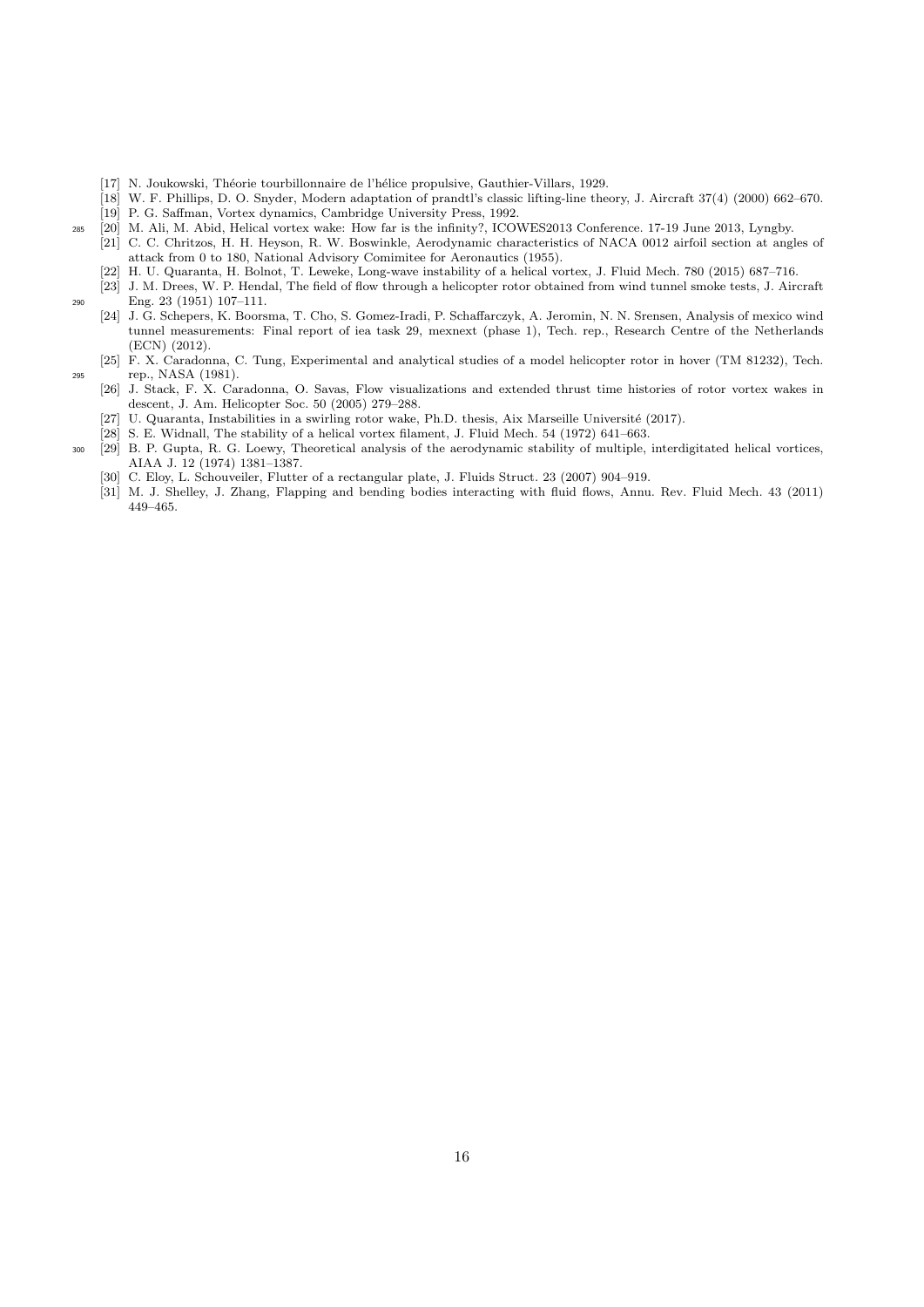[17] N. Joukowski, Théorie tourbillonnaire de l'hélice propulsive, Gauthier-Villars, 1929.

[18] W. F. Phillips, D. O. Snyder, Modern adaptation of prandtl's classic lifting-line theory, J. Aircraft 37(4) (2000) 662–670.

[19] P. G. Saffman, Vortex dynamics, Cambridge University Press, 1992.

[20] M. Ali, M. Abid, Helical vortex wake: How far is the infinity?, ICOWES2013 Conference. 17-19 June 2013, Lyngby.

[21] C. C. Chritzos, H. H. Heyson, R. W. Boswinkle, Aerodynamic characteristics of NACA 0012 airfoil section at angles of attack from 0 to 180, National Advisory Comimitee for Aeronautics (1955).

[22] H. U. Quaranta, H. Bolnot, T. Leweke, Long-wave instability of a helical vortex, J. Fluid Mech. 780 (2015) 687–716.

[23] J. M. Drees, W. P. Hendal, The field of flow through a helicopter rotor obtained from wind tunnel smoke tests, J. Aircraft Eng. 23 (1951) 107–111.

[24] J. G. Schepers, K. Boorsma, T. Cho, S. Gomez-Iradi, P. Schaffarczyk, A. Jeromin, N. N. Srensen, Analysis of mexico wind tunnel measurements: Final report of iea task 29, mexnext (phase 1), Tech. rep., Research Centre of the Netherlands (ECN) (2012).

[25] F. X. Caradonna, C. Tung, Experimental and analytical studies of a model helicopter rotor in hover (TM 81232), Tech. rep., NASA (1981).

[26] J. Stack, F. X. Caradonna, O. Savas, Flow visualizations and extended thrust time histories of rotor vortex wakes in descent, J. Am. Helicopter Soc. 50 (2005) 279–288.

[27] U. Quaranta, Instabilities in a swirling rotor wake, Ph.D. thesis, Aix Marseille Université (2017).

[28] S. E. Widnall, The stability of a helical vortex filament, J. Fluid Mech. 54 (1972) 641–663.

[29] B. P. Gupta, R. G. Loewy, Theoretical analysis of the aerodynamic stability of multiple, interdigitated helical vortices, AIAA J. 12 (1974) 1381–1387.

[30] C. Eloy, L. Schouveiler, Flutter of a rectangular plate, J. Fluids Struct. 23 (2007) 904–919.

[31] M. J. Shelley, J. Zhang, Flapping and bending bodies interacting with fluid flows, Annu. Rev. Fluid Mech. 43 (2011) 449–465.